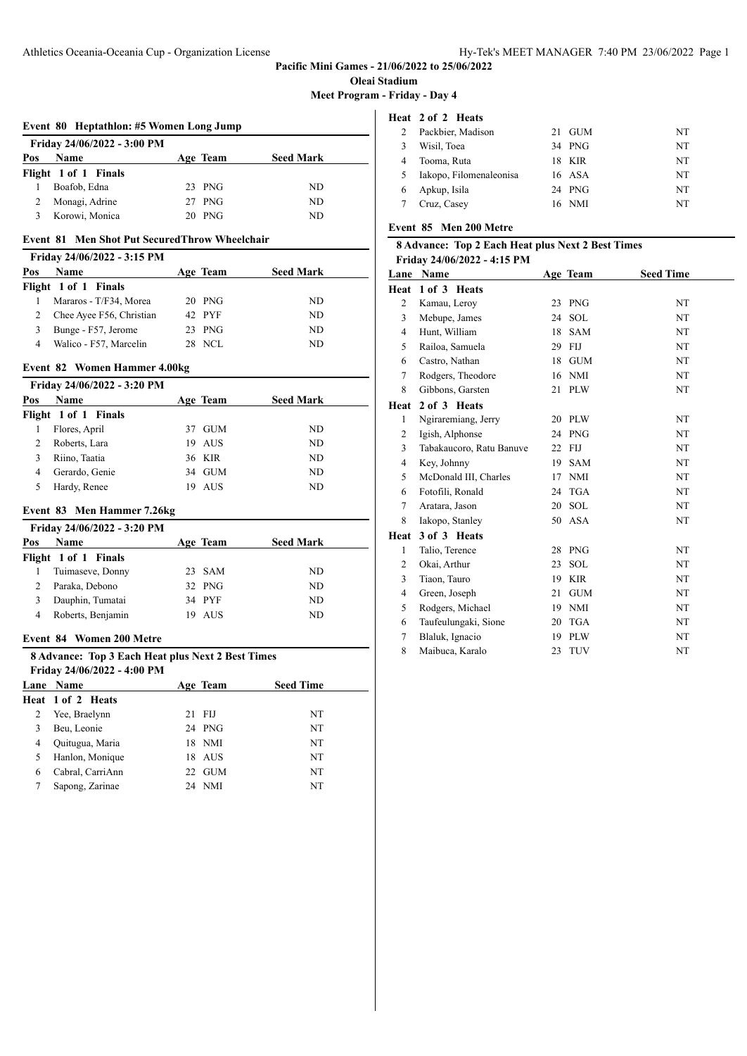**Pacific Mini Games - 21/06/2022 to 25/06/2022**

**Oleai Stadium**

**Meet Program - Friday - Day 4**

### Event 80 Heptathlon: #5 Women Long Jump

Friday 24/06/2022 - 3:00 PM

| Pos | Name | Age | Team | Seed Mark |
|---|---|---|---|---|
| **Flight 1 of 1 Finals** | | | | |
| 1 | Boafob, Edna | 23 | PNG | ND |
| 2 | Monagi, Adrine | 27 | PNG | ND |
| 3 | Korowi, Monica | 20 | PNG | ND |

### Event 81 Men Shot Put SecuredThrow Wheelchair

Friday 24/06/2022 - 3:15 PM

| Pos | Name | Age | Team | Seed Mark |
|---|---|---|---|---|
| **Flight 1 of 1 Finals** | | | | |
| 1 | Mararos - T/F34, Morea | 20 | PNG | ND |
| 2 | Chee Ayee F56, Christian | 42 | PYF | ND |
| 3 | Bunge - F57, Jerome | 23 | PNG | ND |
| 4 | Walico - F57, Marcelin | 28 | NCL | ND |

### Event 82 Women Hammer 4.00kg

Friday 24/06/2022 - 3:20 PM

| Pos | Name | Age | Team | Seed Mark |
|---|---|---|---|---|
| **Flight 1 of 1 Finals** | | | | |
| 1 | Flores, April | 37 | GUM | ND |
| 2 | Roberts, Lara | 19 | AUS | ND |
| 3 | Riino, Taatia | 36 | KIR | ND |
| 4 | Gerardo, Genie | 34 | GUM | ND |
| 5 | Hardy, Renee | 19 | AUS | ND |

### Event 83 Men Hammer 7.26kg

Friday 24/06/2022 - 3:20 PM

| Pos | Name | Age | Team | Seed Mark |
|---|---|---|---|---|
| **Flight 1 of 1 Finals** | | | | |
| 1 | Tuimaseve, Donny | 23 | SAM | ND |
| 2 | Paraka, Debono | 32 | PNG | ND |
| 3 | Dauphin, Tumatai | 34 | PYF | ND |
| 4 | Roberts, Benjamin | 19 | AUS | ND |

### Event 84 Women 200 Metre

8 Advance: Top 3 Each Heat plus Next 2 Best Times

Friday 24/06/2022 - 4:00 PM

| Lane | Name | Age | Team | Seed Time |
|---|---|---|---|---|
| **Heat 1 of 2 Heats** | | | | |
| 2 | Yee, Braelynn | 21 | FIJ | NT |
| 3 | Beu, Leonie | 24 | PNG | NT |
| 4 | Quitugua, Maria | 18 | NMI | NT |
| 5 | Hanlon, Monique | 18 | AUS | NT |
| 6 | Cabral, CarriAnn | 22 | GUM | NT |
| 7 | Sapong, Zarinae | 24 | NMI | NT |
| **Heat 2 of 2 Heats** | | | | |
| 2 | Packbier, Madison | 21 | GUM | NT |
| 3 | Wisil, Toea | 34 | PNG | NT |
| 4 | Tooma, Ruta | 18 | KIR | NT |
| 5 | Iakopo, Filomenaleonisa | 16 | ASA | NT |
| 6 | Apkup, Isila | 24 | PNG | NT |
| 7 | Cruz, Casey | 16 | NMI | NT |

### Event 85 Men 200 Metre

8 Advance: Top 2 Each Heat plus Next 2 Best Times

Friday 24/06/2022 - 4:15 PM

| Lane | Name | Age | Team | Seed Time |
|---|---|---|---|---|
| **Heat 1 of 3 Heats** | | | | |
| 2 | Kamau, Leroy | 23 | PNG | NT |
| 3 | Mebupe, James | 24 | SOL | NT |
| 4 | Hunt, William | 18 | SAM | NT |
| 5 | Railoa, Samuela | 29 | FIJ | NT |
| 6 | Castro, Nathan | 18 | GUM | NT |
| 7 | Rodgers, Theodore | 16 | NMI | NT |
| 8 | Gibbons, Garsten | 21 | PLW | NT |
| **Heat 2 of 3 Heats** | | | | |
| 1 | Ngiraremiang, Jerry | 20 | PLW | NT |
| 2 | Igish, Alphonse | 24 | PNG | NT |
| 3 | Tabakaucoro, Ratu Banuve | 22 | FIJ | NT |
| 4 | Key, Johnny | 19 | SAM | NT |
| 5 | McDonald III, Charles | 17 | NMI | NT |
| 6 | Fotofili, Ronald | 24 | TGA | NT |
| 7 | Aratara, Jason | 20 | SOL | NT |
| 8 | Iakopo, Stanley | 50 | ASA | NT |
| **Heat 3 of 3 Heats** | | | | |
| 1 | Talio, Terence | 28 | PNG | NT |
| 2 | Okai, Arthur | 23 | SOL | NT |
| 3 | Tiaon, Tauro | 19 | KIR | NT |
| 4 | Green, Joseph | 21 | GUM | NT |
| 5 | Rodgers, Michael | 19 | NMI | NT |
| 6 | Taufeulungaki, Sione | 20 | TGA | NT |
| 7 | Blaluk, Ignacio | 19 | PLW | NT |
| 8 | Maibuca, Karalo | 23 | TUV | NT |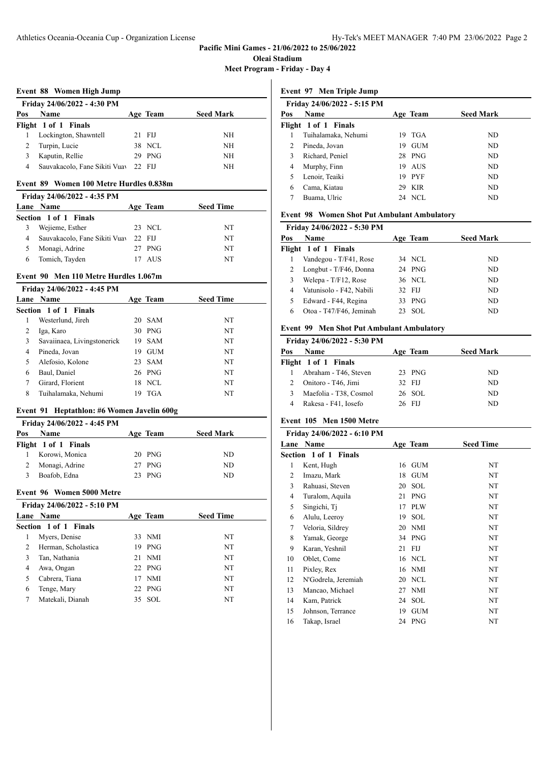**Pacific Mini Games - 21/06/2022 to 25/06/2022**

**Oleai Stadium**

**Meet Program - Friday - Day 4**

### Event 88 Women High Jump

**Friday 24/06/2022 - 4:30 PM**

| Pos | Name | Age | Team | Seed Mark |
|---|---|---|---|---|
| **Flight 1 of 1 Finals** | | | | |
| 1 | Lockington, Shawntell | 21 | FIJ | NH |
| 2 | Turpin, Lucie | 38 | NCL | NH |
| 3 | Kaputin, Rellie | 29 | PNG | NH |
| 4 | Sauvakacolo, Fane Sikiti Vuav | 22 | FIJ | NH |

### Event 89 Women 100 Metre Hurdles 0.838m

**Friday 24/06/2022 - 4:35 PM**

| Lane | Name | Age | Team | Seed Time |
|---|---|---|---|---|
| **Section 1 of 1 Finals** | | | | |
| 3 | Wejieme, Esther | 23 | NCL | NT |
| 4 | Sauvakacolo, Fane Sikiti Vuav | 22 | FIJ | NT |
| 5 | Monagi, Adrine | 27 | PNG | NT |
| 6 | Tomich, Tayden | 17 | AUS | NT |

### Event 90 Men 110 Metre Hurdles 1.067m

**Friday 24/06/2022 - 4:45 PM**

| Lane | Name | Age | Team | Seed Time |
|---|---|---|---|---|
| **Section 1 of 1 Finals** | | | | |
| 1 | Westerlund, Jireh | 20 | SAM | NT |
| 2 | Iga, Karo | 30 | PNG | NT |
| 3 | Savaiinaea, Livingstonerick | 19 | SAM | NT |
| 4 | Pineda, Jovan | 19 | GUM | NT |
| 5 | Alefosio, Kolone | 23 | SAM | NT |
| 6 | Baul, Daniel | 26 | PNG | NT |
| 7 | Girard, Florient | 18 | NCL | NT |
| 8 | Tuihalamaka, Nehumi | 19 | TGA | NT |

### Event 91 Heptathlon: #6 Women Javelin 600g

**Friday 24/06/2022 - 4:45 PM**

| Pos | Name | Age | Team | Seed Mark |
|---|---|---|---|---|
| **Flight 1 of 1 Finals** | | | | |
| 1 | Korowi, Monica | 20 | PNG | ND |
| 2 | Monagi, Adrine | 27 | PNG | ND |
| 3 | Boafob, Edna | 23 | PNG | ND |

### Event 96 Women 5000 Metre

**Friday 24/06/2022 - 5:10 PM**

| Lane | Name | Age | Team | Seed Time |
|---|---|---|---|---|
| **Section 1 of 1 Finals** | | | | |
| 1 | Myers, Denise | 33 | NMI | NT |
| 2 | Herman, Scholastica | 19 | PNG | NT |
| 3 | Tan, Nathania | 21 | NMI | NT |
| 4 | Awa, Ongan | 22 | PNG | NT |
| 5 | Cabrera, Tiana | 17 | NMI | NT |
| 6 | Tenge, Mary | 22 | PNG | NT |
| 7 | Matekali, Dianah | 35 | SOL | NT |

### Event 97 Men Triple Jump

**Friday 24/06/2022 - 5:15 PM**

| Pos | Name | Age | Team | Seed Mark |
|---|---|---|---|---|
| **Flight 1 of 1 Finals** | | | | |
| 1 | Tuihalamaka, Nehumi | 19 | TGA | ND |
| 2 | Pineda, Jovan | 19 | GUM | ND |
| 3 | Richard, Peniel | 28 | PNG | ND |
| 4 | Murphy, Finn | 19 | AUS | ND |
| 5 | Lenoir, Teaiki | 19 | PYF | ND |
| 6 | Cama, Kiatau | 29 | KIR | ND |
| 7 | Buama, Ulric | 24 | NCL | ND |

### Event 98 Women Shot Put Ambulant Ambulatory

**Friday 24/06/2022 - 5:30 PM**

| Pos | Name | Age | Team | Seed Mark |
|---|---|---|---|---|
| **Flight 1 of 1 Finals** | | | | |
| 1 | Vandegou - T/F41, Rose | 34 | NCL | ND |
| 2 | Longbut - T/F46, Donna | 24 | PNG | ND |
| 3 | Welepa - T/F12, Rose | 36 | NCL | ND |
| 4 | Vatunisolo - F42, Nabili | 32 | FIJ | ND |
| 5 | Edward - F44, Regina | 33 | PNG | ND |
| 6 | Otoa - T47/F46, Jeminah | 23 | SOL | ND |

### Event 99 Men Shot Put Ambulant Ambulatory

**Friday 24/06/2022 - 5:30 PM**

| Pos | Name | Age | Team | Seed Mark |
|---|---|---|---|---|
| **Flight 1 of 1 Finals** | | | | |
| 1 | Abraham - T46, Steven | 23 | PNG | ND |
| 2 | Onitoro - T46, Jimi | 32 | FIJ | ND |
| 3 | Maefolia - T38, Cosmol | 26 | SOL | ND |
| 4 | Rakesa - F41, Iosefo | 26 | FIJ | ND |

### Event 105 Men 1500 Metre

**Friday 24/06/2022 - 6:10 PM**

| Lane | Name | Age | Team | Seed Time |
|---|---|---|---|---|
| **Section 1 of 1 Finals** | | | | |
| 1 | Kent, Hugh | 16 | GUM | NT |
| 2 | Imazu, Mark | 18 | GUM | NT |
| 3 | Rahuasi, Steven | 20 | SOL | NT |
| 4 | Turalom, Aquila | 21 | PNG | NT |
| 5 | Singichi, Tj | 17 | PLW | NT |
| 6 | Alulu, Leeroy | 19 | SOL | NT |
| 7 | Veloria, Sildrey | 20 | NMI | NT |
| 8 | Yamak, George | 34 | PNG | NT |
| 9 | Karan, Yeshnil | 21 | FIJ | NT |
| 10 | Oblet, Come | 16 | NCL | NT |
| 11 | Pixley, Rex | 16 | NMI | NT |
| 12 | N'Godrela, Jeremiah | 20 | NCL | NT |
| 13 | Mancao, Michael | 27 | NMI | NT |
| 14 | Kam, Patrick | 24 | SOL | NT |
| 15 | Johnson, Terrance | 19 | GUM | NT |
| 16 | Takap, Israel | 24 | PNG | NT |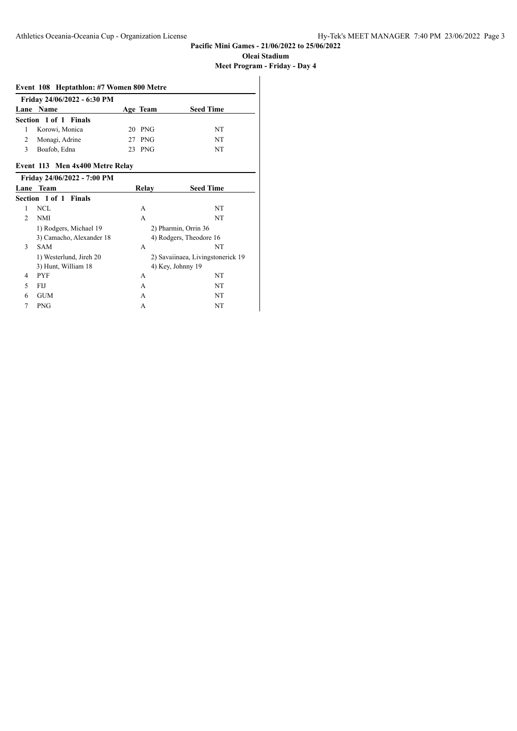# Pacific Mini Games - 21/06/2022 to 25/06/2022

**Oleai Stadium**

**Meet Program - Friday - Day 4**

## Event 108 Heptathlon: #7 Women 800 Metre

**Friday 24/06/2022 - 6:30 PM**

| Lane | Name | Age | Team | Seed Time |
|---|---|---|---|---|
| **Section 1 of 1 Finals** | | | | |
| 1 | Korowi, Monica | 20 | PNG | NT |
| 2 | Monagi, Adrine | 27 | PNG | NT |
| 3 | Boafob, Edna | 23 | PNG | NT |

## Event 113 Men 4x400 Metre Relay

**Friday 24/06/2022 - 7:00 PM**

| Lane | Team | Relay | Seed Time |
|---|---|---|---|
| **Section 1 of 1 Finals** | | | |
| 1 | NCL | A | NT |
| 2 | NMI | A | NT |
| | 1) Rodgers, Michael 19 | 2) Pharmin, Orrin 36 | |
| | 3) Camacho, Alexander 18 | 4) Rodgers, Theodore 16 | |
| 3 | SAM | A | NT |
| | 1) Westerlund, Jireh 20 | 2) Savaiinaea, Livingstonerick 19 | |
| | 3) Hunt, William 18 | 4) Key, Johnny 19 | |
| 4 | PYF | A | NT |
| 5 | FIJ | A | NT |
| 6 | GUM | A | NT |
| 7 | PNG | A | NT |